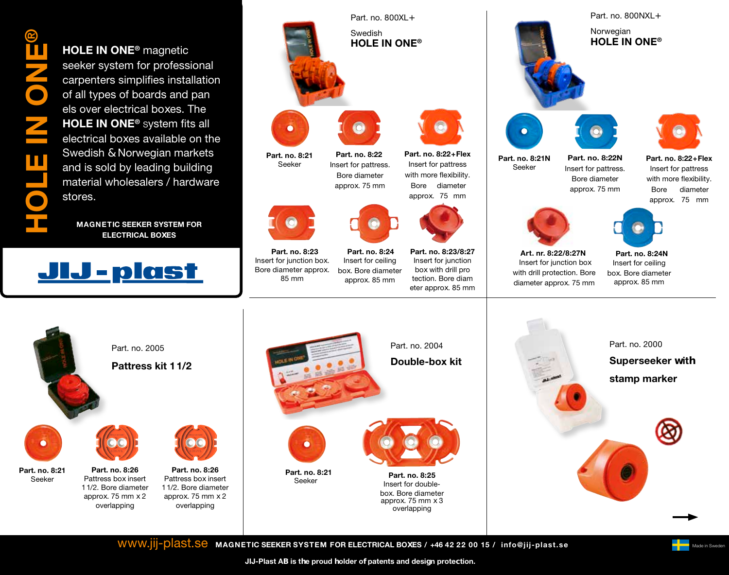# HOLE IN ONE®

**HOLE IN ONE®** magnetic seeker system for professional carpenters simplifies installation of all types of boards and panels over electrical boxes. The **HOLE IN ONE®** system fits all electrical boxes available on the Swedish & Norwegian markets and is sold by leading building material wholesalers / hardware stores.

**MAGNETIC SEEKER SYSTEM FOR ELECTRICAL BOXES**

**JIJ-plast**

---

Part. no. 800XL+

Swedish
**HOLE IN ONE®**

**Part. no. 8:21**
Seeker

**Part. no. 8:22**
Insert for pattress. Bore diameter approx. 75 mm

**Part. no. 8:22+Flex**
Insert for pattress with more flexibility. Bore diameter approx. 75 mm

**Part. no. 8:23**
Insert for junction box. Bore diameter approx. 85 mm

**Part. no. 8:24**
Insert for ceiling box. Bore diameter approx. 85 mm

**Part. no. 8:23/8:27**
Insert for junction box with drill protection. Bore diameter approx. 85 mm

---

Part. no. 800NXL+

Norwegian
**HOLE IN ONE®**

**Part. no. 8:21N**
Seeker

**Part. no. 8:22N**
Insert for pattress. Bore diameter approx. 75 mm

**Part. no. 8:22+Flex**
Insert for pattress with more flexibility. Bore diameter approx. 75 mm

**Art. nr. 8:22/8:27N**
Insert for junction box with drill protection. Bore diameter approx. 75 mm

**Part. no. 8:24N**
Insert for ceiling box. Bore diameter approx. 85 mm

---

Part. no. 2005

**Pattress kit 1 1/2**

**Part. no. 8:21**
Seeker

**Part. no. 8:26**
Pattress box insert 1 1/2. Bore diameter approx. 75 mm x 2 overlapping

**Part. no. 8:26**
Pattress box insert 1 1/2. Bore diameter approx. 75 mm x 2 overlapping

---

Part. no. 2004

**Double-box kit**

**Part. no. 8:21**
Seeker

**Part. no. 8:25**
Insert for double-box. Bore diameter approx. 75 mm x 3 overlapping

---

Part. no. 2000

**Superseeker with stamp marker**

---

www.jij-plast.se **MAGNETIC SEEKER SYSTEM FOR ELECTRICAL BOXES / +46 42 22 00 15 / info@jij-plast.se**

**JIJ-Plast AB is the proud holder of patents and design protection.**

Made in Sweden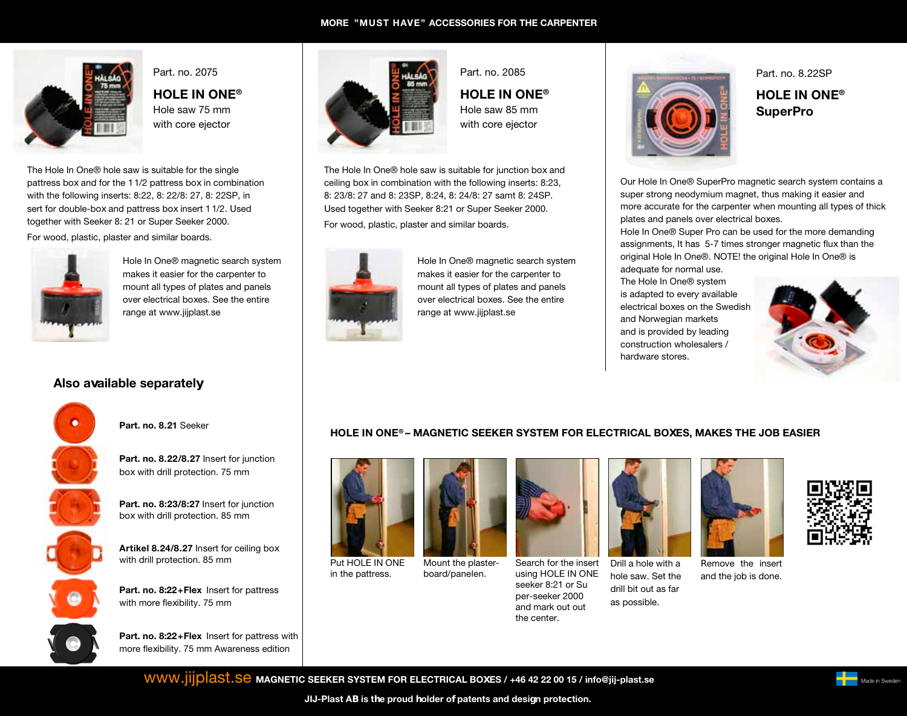# MORE "MUST HAVE" ACCESSORIES FOR THE CARPENTER

Part. no. 2075

## HOLE IN ONE®

Hole saw 75 mm
with core ejector

The Hole In One® hole saw is suitable for the single pattress box and for the 1 1/2 pattress box in combination with the following inserts: 8:22, 8: 22/8: 27, 8: 22SP, in sert for double-box and pattress box insert 1 1/2. Used together with Seeker 8: 21 or Super Seeker 2000.

For wood, plastic, plaster and similar boards.

Hole In One® magnetic search system makes it easier for the carpenter to mount all types of plates and panels over electrical boxes. See the entire range at www.jijplast.se

Part. no. 2085

## HOLE IN ONE®

Hole saw 85 mm
with core ejector

The Hole In One® hole saw is suitable for junction box and ceiling box in combination with the following inserts: 8:23, 8: 23/8: 27 and 8: 23SP, 8:24, 8: 24/8: 27 samt 8: 24SP. Used together with Seeker 8:21 or Super Seeker 2000.

For wood, plastic, plaster and similar boards.

Hole In One® magnetic search system makes it easier for the carpenter to mount all types of plates and panels over electrical boxes. See the entire range at www.jijplast.se

Part. no. 8.22SP

## HOLE IN ONE® SuperPro

Our Hole In One® SuperPro magnetic search system contains a super strong neodymium magnet, thus making it easier and more accurate for the carpenter when mounting all types of thick plates and panels over electrical boxes.

Hole In One® Super Pro can be used for the more demanding assignments, It has 5-7 times stronger magnetic flux than the original Hole In One®. NOTE! the original Hole In One® is adequate for normal use.

The Hole In One® system is adapted to every available electrical boxes on the Swedish and Norwegian markets and is provided by leading construction wholesalers / hardware stores.

## Also available separately

**Part. no. 8.21** Seeker

**Part. no. 8.22/8.27** Insert for junction box with drill protection. 75 mm

**Part. no. 8:23/8:27** Insert for junction box with drill protection. 85 mm

**Artikel 8.24/8.27** Insert for ceiling box with drill protection. 85 mm

**Part. no. 8:22+Flex** Insert for pattress with more flexibility. 75 mm

**Part. no. 8:22+Flex** Insert for pattress with more flexibility. 75 mm Awareness edition

## HOLE IN ONE® – MAGNETIC SEEKER SYSTEM FOR ELECTRICAL BOXES, MAKES THE JOB EASIER

Put HOLE IN ONE in the pattress.

Mount the plaster-board/panelen.

Search for the insert using HOLE IN ONE seeker 8:21 or Super-seeker 2000 and mark out out the center.

Drill a hole with a hole saw. Set the drill bit out as far as possible.

Remove the insert and the job is done.

www.jijplast.se MAGNETIC SEEKER SYSTEM FOR ELECTRICAL BOXES / +46 42 22 00 15 / info@jij-plast.se

JIJ-Plast AB is the proud holder of patents and design protection.

Made in Sweden